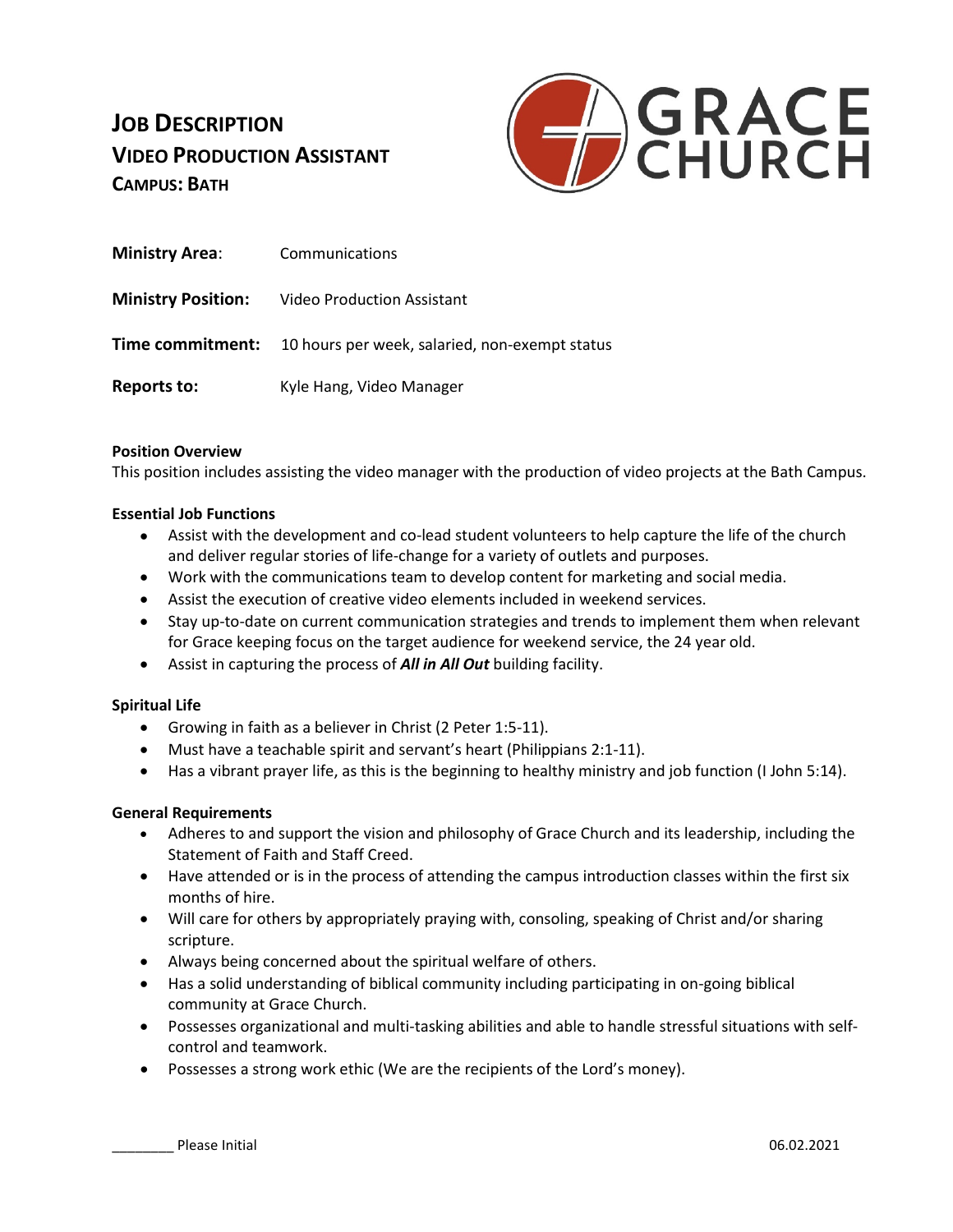# Job Description
## Video Production Assistant
### Campus: Bath

GRACE CHURCH

**Ministry Area**: Communications

**Ministry Position:** Video Production Assistant

**Time commitment:** 10 hours per week, salaried, non-exempt status

**Reports to:** Kyle Hang, Video Manager

**Position Overview**

This position includes assisting the video manager with the production of video projects at the Bath Campus.

**Essential Job Functions**

- Assist with the development and co-lead student volunteers to help capture the life of the church and deliver regular stories of life-change for a variety of outlets and purposes.
- Work with the communications team to develop content for marketing and social media.
- Assist the execution of creative video elements included in weekend services.
- Stay up-to-date on current communication strategies and trends to implement them when relevant for Grace keeping focus on the target audience for weekend service, the 24 year old.
- Assist in capturing the process of ***All in All Out*** building facility.

**Spiritual Life**

- Growing in faith as a believer in Christ (2 Peter 1:5-11).
- Must have a teachable spirit and servant's heart (Philippians 2:1-11).
- Has a vibrant prayer life, as this is the beginning to healthy ministry and job function (I John 5:14).

**General Requirements**

- Adheres to and support the vision and philosophy of Grace Church and its leadership, including the Statement of Faith and Staff Creed.
- Have attended or is in the process of attending the campus introduction classes within the first six months of hire.
- Will care for others by appropriately praying with, consoling, speaking of Christ and/or sharing scripture.
- Always being concerned about the spiritual welfare of others.
- Has a solid understanding of biblical community including participating in on-going biblical community at Grace Church.
- Possesses organizational and multi-tasking abilities and able to handle stressful situations with self-control and teamwork.
- Possesses a strong work ethic (We are the recipients of the Lord's money).

________ Please Initial

06.02.2021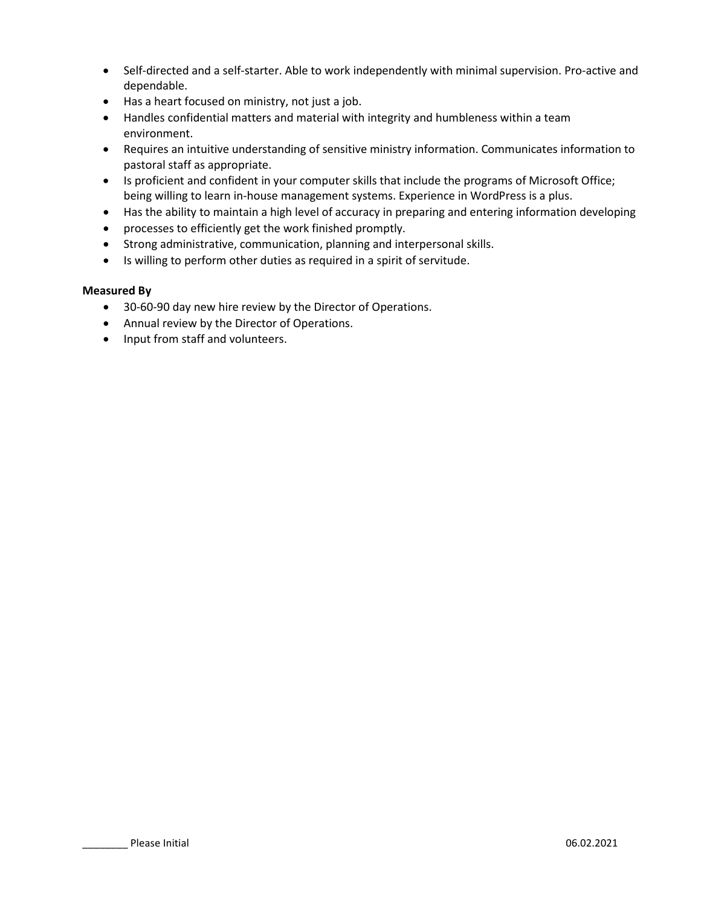- Self-directed and a self-starter. Able to work independently with minimal supervision. Pro-active and dependable.
- Has a heart focused on ministry, not just a job.
- Handles confidential matters and material with integrity and humbleness within a team environment.
- Requires an intuitive understanding of sensitive ministry information. Communicates information to pastoral staff as appropriate.
- Is proficient and confident in your computer skills that include the programs of Microsoft Office; being willing to learn in-house management systems. Experience in WordPress is a plus.
- Has the ability to maintain a high level of accuracy in preparing and entering information developing
- processes to efficiently get the work finished promptly.
- Strong administrative, communication, planning and interpersonal skills.
- Is willing to perform other duties as required in a spirit of servitude.

**Measured By**

- 30-60-90 day new hire review by the Director of Operations.
- Annual review by the Director of Operations.
- Input from staff and volunteers.

________ Please Initial

06.02.2021